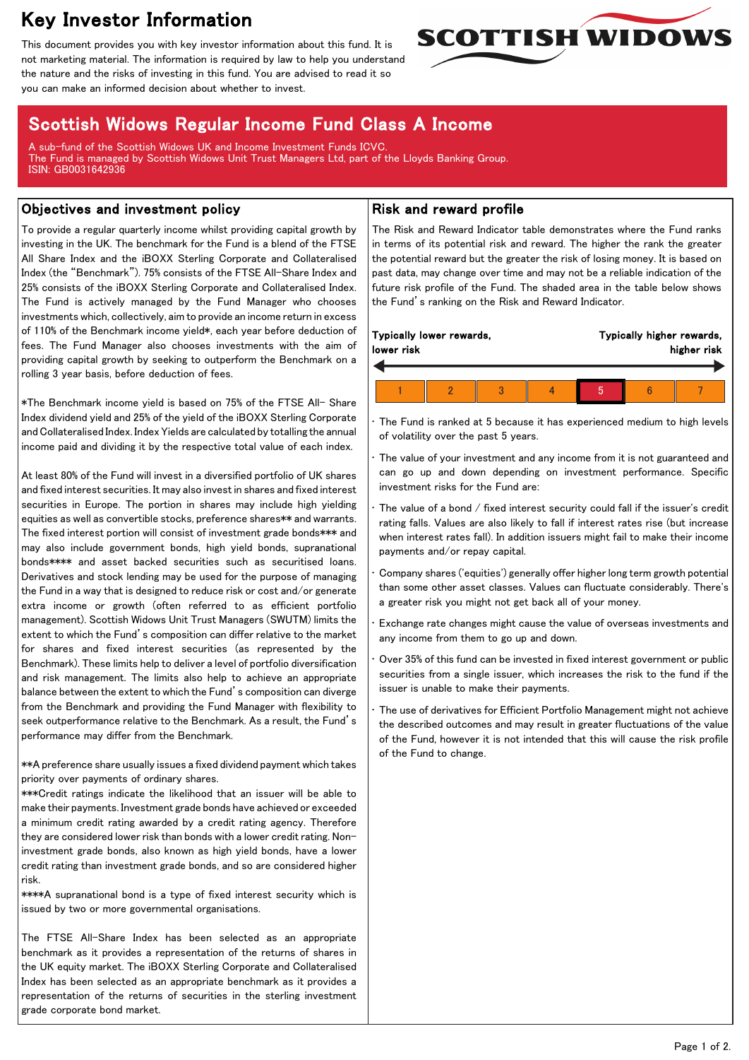# Key Investor Information

This document provides you with key investor information about this fund. It is not marketing material. The information is required by law to help you understand the nature and the risks of investing in this fund. You are advised to read it so you can make an informed decision about whether to invest.

SCOTTISH WIDOWS

## Scottish Widows Regular Income Fund Class A Income

A sub-fund of the Scottish Widows UK and Income Investment Funds ICVC.
The Fund is managed by Scottish Widows Unit Trust Managers Ltd, part of the Lloyds Banking Group.
ISIN: GB0031642936

### Objectives and investment policy

To provide a regular quarterly income whilst providing capital growth by investing in the UK. The benchmark for the Fund is a blend of the FTSE All Share Index and the iBOXX Sterling Corporate and Collateralised Index (the "Benchmark"). 75% consists of the FTSE All-Share Index and 25% consists of the iBOXX Sterling Corporate and Collateralised Index. The Fund is actively managed by the Fund Manager who chooses investments which, collectively, aim to provide an income return in excess of 110% of the Benchmark income yield*, each year before deduction of fees. The Fund Manager also chooses investments with the aim of providing capital growth by seeking to outperform the Benchmark on a rolling 3 year basis, before deduction of fees.

*The Benchmark income yield is based on 75% of the FTSE All- Share Index dividend yield and 25% of the yield of the iBOXX Sterling Corporate and Collateralised Index. Index Yields are calculated by totalling the annual income paid and dividing it by the respective total value of each index.

At least 80% of the Fund will invest in a diversified portfolio of UK shares and fixed interest securities. It may also invest in shares and fixed interest securities in Europe. The portion in shares may include high yielding equities as well as convertible stocks, preference shares** and warrants. The fixed interest portion will consist of investment grade bonds*** and may also include government bonds, high yield bonds, supranational bonds**** and asset backed securities such as securitised loans. Derivatives and stock lending may be used for the purpose of managing the Fund in a way that is designed to reduce risk or cost and/or generate extra income or growth (often referred to as efficient portfolio management). Scottish Widows Unit Trust Managers (SWUTM) limits the extent to which the Fund's composition can differ relative to the market for shares and fixed interest securities (as represented by the Benchmark). These limits help to deliver a level of portfolio diversification and risk management. The limits also help to achieve an appropriate balance between the extent to which the Fund's composition can diverge from the Benchmark and providing the Fund Manager with flexibility to seek outperformance relative to the Benchmark. As a result, the Fund's performance may differ from the Benchmark.

**A preference share usually issues a fixed dividend payment which takes priority over payments of ordinary shares.
***Credit ratings indicate the likelihood that an issuer will be able to make their payments. Investment grade bonds have achieved or exceeded a minimum credit rating awarded by a credit rating agency. Therefore they are considered lower risk than bonds with a lower credit rating. Non-investment grade bonds, also known as high yield bonds, have a lower credit rating than investment grade bonds, and so are considered higher risk.
****A supranational bond is a type of fixed interest security which is issued by two or more governmental organisations.

The FTSE All-Share Index has been selected as an appropriate benchmark as it provides a representation of the returns of shares in the UK equity market. The iBOXX Sterling Corporate and Collateralised Index has been selected as an appropriate benchmark as it provides a representation of the returns of securities in the sterling investment grade corporate bond market.

### Risk and reward profile

The Risk and Reward Indicator table demonstrates where the Fund ranks in terms of its potential risk and reward. The higher the rank the greater the potential reward but the greater the risk of losing money. It is based on past data, may change over time and may not be a reliable indication of the future risk profile of the Fund. The shaded area in the table below shows the Fund's ranking on the Risk and Reward Indicator.

**Typically lower rewards, lower risk** ← → **Typically higher rewards, higher risk**

| 1 | 2 | 3 | 4 | **5** | 6 | 7 |
|---|---|---|---|---|---|---|

- The Fund is ranked at 5 because it has experienced medium to high levels of volatility over the past 5 years.
- The value of your investment and any income from it is not guaranteed and can go up and down depending on investment performance. Specific investment risks for the Fund are:
- The value of a bond / fixed interest security could fall if the issuer's credit rating falls. Values are also likely to fall if interest rates rise (but increase when interest rates fall). In addition issuers might fail to make their income payments and/or repay capital.
- Company shares ('equities') generally offer higher long term growth potential than some other asset classes. Values can fluctuate considerably. There's a greater risk you might not get back all of your money.
- Exchange rate changes might cause the value of overseas investments and any income from them to go up and down.
- Over 35% of this fund can be invested in fixed interest government or public securities from a single issuer, which increases the risk to the fund if the issuer is unable to make their payments.
- The use of derivatives for Efficient Portfolio Management might not achieve the described outcomes and may result in greater fluctuations of the value of the Fund, however it is not intended that this will cause the risk profile of the Fund to change.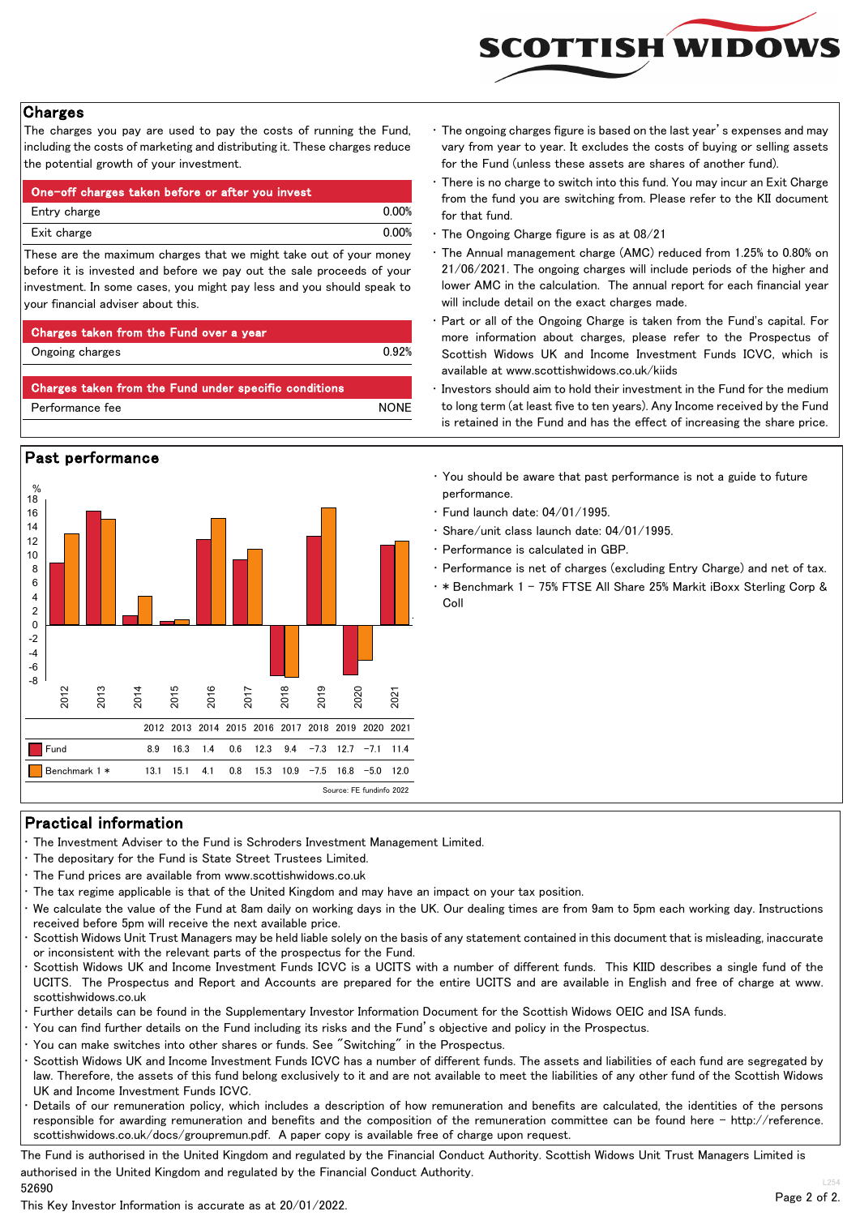## Charges

The charges you pay are used to pay the costs of running the Fund, including the costs of marketing and distributing it. These charges reduce the potential growth of your investment.

| One-off charges taken before or after you invest | |
|---|---|
| Entry charge | 0.00% |
| Exit charge | 0.00% |

These are the maximum charges that we might take out of your money before it is invested and before we pay out the sale proceeds of your investment. In some cases, you might pay less and you should speak to your financial adviser about this.

| Charges taken from the Fund over a year | |
|---|---|
| Ongoing charges | 0.92% |

| Charges taken from the Fund under specific conditions | |
|---|---|
| Performance fee | NONE |

- The ongoing charges figure is based on the last year's expenses and may vary from year to year. It excludes the costs of buying or selling assets for the Fund (unless these assets are shares of another fund).
- There is no charge to switch into this fund. You may incur an Exit Charge from the fund you are switching from. Please refer to the KII document for that fund.
- The Ongoing Charge figure is as at 08/21
- The Annual management charge (AMC) reduced from 1.25% to 0.80% on 21/06/2021. The ongoing charges will include periods of the higher and lower AMC in the calculation. The annual report for each financial year will include detail on the exact charges made.
- Part or all of the Ongoing Charge is taken from the Fund's capital. For more information about charges, please refer to the Prospectus of Scottish Widows UK and Income Investment Funds ICVC, which is available at www.scottishwidows.co.uk/kiids
- Investors should aim to hold their investment in the Fund for the medium to long term (at least five to ten years). Any Income received by the Fund is retained in the Fund and has the effect of increasing the share price.

## Past performance

%
18
16
14
12
10
8
6
4
2
0
-2
-4
-6
-8

2012 2013 2014 2015 2016 2017 2018 2019 2020 2021

| | 2012 | 2013 | 2014 | 2015 | 2016 | 2017 | 2018 | 2019 | 2020 | 2021 |
|---|---|---|---|---|---|---|---|---|---|---|
| Fund | 8.9 | 16.3 | 1.4 | 0.6 | 12.3 | 9.4 | −7.3 | 12.7 | −7.1 | 11.4 |
| Benchmark 1 * | 13.1 | 15.1 | 4.1 | 0.8 | 15.3 | 10.9 | −7.5 | 16.8 | −5.0 | 12.0 |

Source: FE fundinfo 2022

- You should be aware that past performance is not a guide to future performance.
- Fund launch date: 04/01/1995.
- Share/unit class launch date: 04/01/1995.
- Performance is calculated in GBP.
- Performance is net of charges (excluding Entry Charge) and net of tax.
- * Benchmark 1 - 75% FTSE All Share 25% Markit iBoxx Sterling Corp & Coll

## Practical information

- The Investment Adviser to the Fund is Schroders Investment Management Limited.
- The depositary for the Fund is State Street Trustees Limited.
- The Fund prices are available from www.scottishwidows.co.uk
- The tax regime applicable is that of the United Kingdom and may have an impact on your tax position.
- We calculate the value of the Fund at 8am daily on working days in the UK. Our dealing times are from 9am to 5pm each working day. Instructions received before 5pm will receive the next available price.
- Scottish Widows Unit Trust Managers may be held liable solely on the basis of any statement contained in this document that is misleading, inaccurate or inconsistent with the relevant parts of the prospectus for the Fund.
- Scottish Widows UK and Income Investment Funds ICVC is a UCITS with a number of different funds. This KIID describes a single fund of the UCITS. The Prospectus and Report and Accounts are prepared for the entire UCITS and are available in English and free of charge at www.scottishwidows.co.uk
- Further details can be found in the Supplementary Investor Information Document for the Scottish Widows OEIC and ISA funds.
- You can find further details on the Fund including its risks and the Fund's objective and policy in the Prospectus.
- You can make switches into other shares or funds. See "Switching" in the Prospectus.
- Scottish Widows UK and Income Investment Funds ICVC has a number of different funds. The assets and liabilities of each fund are segregated by law. Therefore, the assets of this fund belong exclusively to it and are not available to meet the liabilities of any other fund of the Scottish Widows UK and Income Investment Funds ICVC.
- Details of our remuneration policy, which includes a description of how remuneration and benefits are calculated, the identities of the persons responsible for awarding remuneration and benefits and the composition of the remuneration committee can be found here - http://reference.scottishwidows.co.uk/docs/groupremun.pdf. A paper copy is available free of charge upon request.

The Fund is authorised in the United Kingdom and regulated by the Financial Conduct Authority. Scottish Widows Unit Trust Managers Limited is authorised in the United Kingdom and regulated by the Financial Conduct Authority.

52690

This Key Investor Information is accurate as at 20/01/2022.